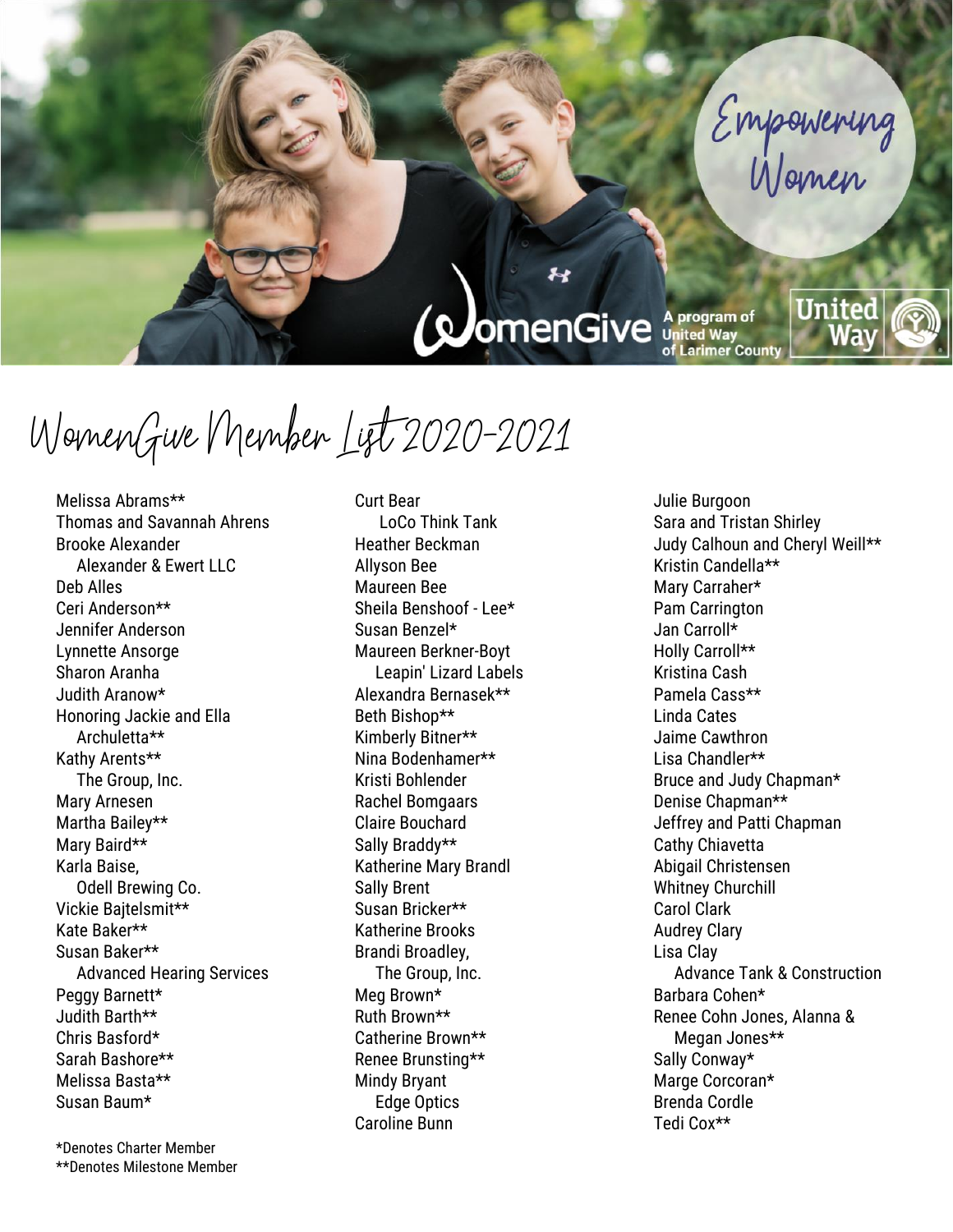Empowering Women

WomenGive A program of United Way of Larimer County

# WomenGive Member List 2020-2021

Melissa Abrams**
Thomas and Savannah Ahrens
Brooke Alexander
  Alexander & Ewert LLC
Deb Alles
Ceri Anderson**
Jennifer Anderson
Lynnette Ansorge
Sharon Aranha
Judith Aranow*
Honoring Jackie and Ella
  Archuletta**
Kathy Arents**
  The Group, Inc.
Mary Arnesen
Martha Bailey**
Mary Baird**
Karla Baise,
  Odell Brewing Co.
Vickie Bajtelsmit**
Kate Baker**
Susan Baker**
  Advanced Hearing Services
Peggy Barnett*
Judith Barth**
Chris Basford*
Sarah Bashore**
Melissa Basta**
Susan Baum*

Curt Bear
  LoCo Think Tank
Heather Beckman
Allyson Bee
Maureen Bee
Sheila Benshoof - Lee*
Susan Benzel*
Maureen Berkner-Boyt
  Leapin' Lizard Labels
Alexandra Bernasek**
Beth Bishop**
Kimberly Bitner**
Nina Bodenhamer**
Kristi Bohlender
Rachel Bomgaars
Claire Bouchard
Sally Braddy**
Katherine Mary Brandl
Sally Brent
Susan Bricker**
Katherine Brooks
Brandi Broadley,
  The Group, Inc.
Meg Brown*
Ruth Brown**
Catherine Brown**
Renee Brunsting**
Mindy Bryant
  Edge Optics
Caroline Bunn

Julie Burgoon
Sara and Tristan Shirley
Judy Calhoun and Cheryl Weill**
Kristin Candella**
Mary Carraher*
Pam Carrington
Jan Carroll*
Holly Carroll**
Kristina Cash
Pamela Cass**
Linda Cates
Jaime Cawthron
Lisa Chandler**
Bruce and Judy Chapman*
Denise Chapman**
Jeffrey and Patti Chapman
Cathy Chiavetta
Abigail Christensen
Whitney Churchill
Carol Clark
Audrey Clary
Lisa Clay
  Advance Tank & Construction
Barbara Cohen*
Renee Cohn Jones, Alanna &
  Megan Jones**
Sally Conway*
Marge Corcoran*
Brenda Cordle
Tedi Cox**

*Denotes Charter Member
**Denotes Milestone Member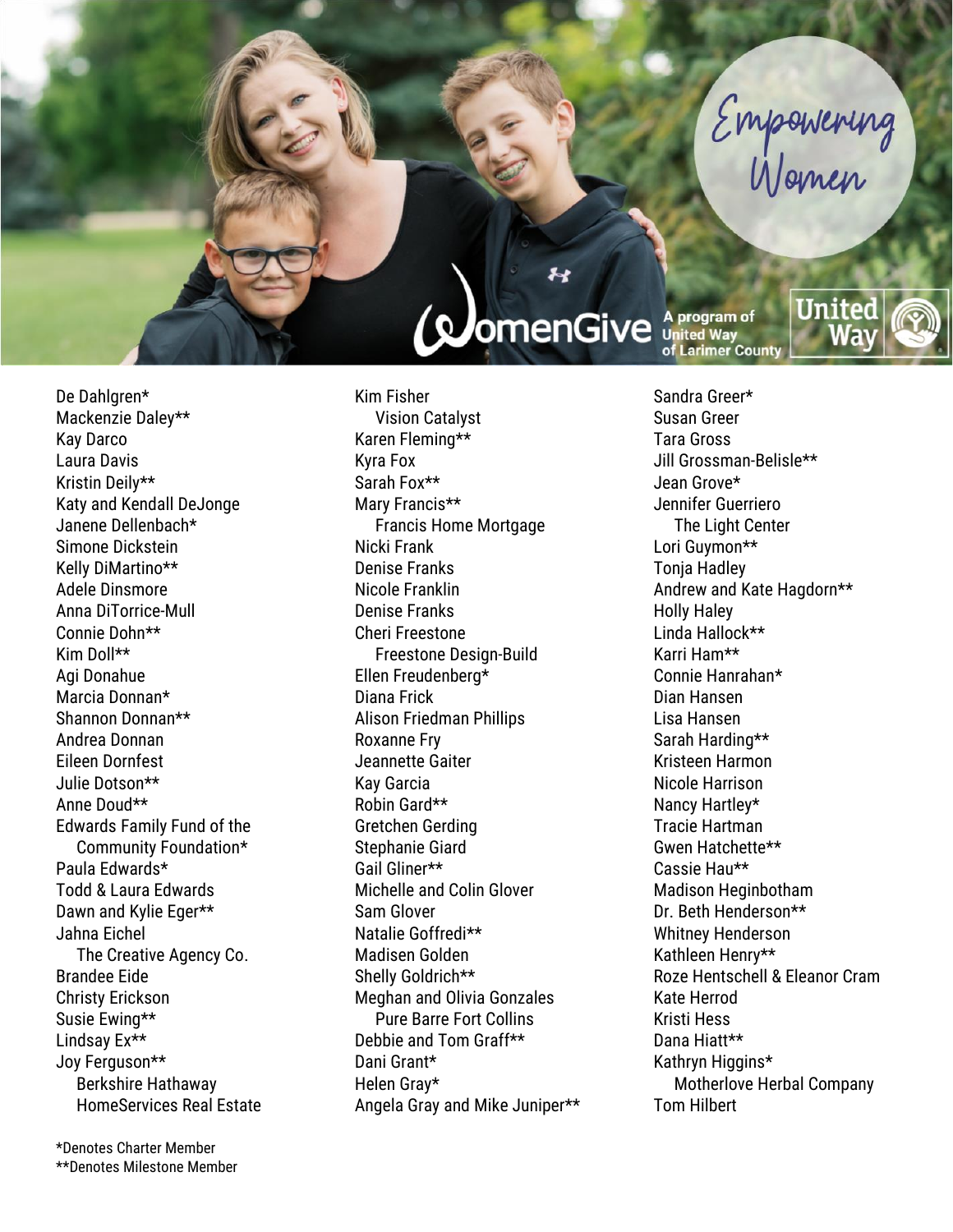Empowering Women

WomenGive A program of United Way of Larimer County

De Dahlgren*
Mackenzie Daley**
Kay Darco
Laura Davis
Kristin Deily**
Katy and Kendall DeJonge
Janene Dellenbach*
Simone Dickstein
Kelly DiMartino**
Adele Dinsmore
Anna DiTorrice-Mull
Connie Dohn**
Kim Doll**
Agi Donahue
Marcia Donnan*
Shannon Donnan**
Andrea Donnan
Eileen Dornfest
Julie Dotson**
Anne Doud**
Edwards Family Fund of the
  Community Foundation*
Paula Edwards*
Todd & Laura Edwards
Dawn and Kylie Eger**
Jahna Eichel
  The Creative Agency Co.
Brandee Eide
Christy Erickson
Susie Ewing**
Lindsay Ex**
Joy Ferguson**
  Berkshire Hathaway
  HomeServices Real Estate

Kim Fisher
  Vision Catalyst
Karen Fleming**
Kyra Fox
Sarah Fox**
Mary Francis**
  Francis Home Mortgage
Nicki Frank
Denise Franks
Nicole Franklin
Denise Franks
Cheri Freestone
  Freestone Design-Build
Ellen Freudenberg*
Diana Frick
Alison Friedman Phillips
Roxanne Fry
Jeannette Gaiter
Kay Garcia
Robin Gard**
Gretchen Gerding
Stephanie Giard
Gail Gliner**
Michelle and Colin Glover
Sam Glover
Natalie Goffredi**
Madisen Golden
Shelly Goldrich**
Meghan and Olivia Gonzales
  Pure Barre Fort Collins
Debbie and Tom Graff**
Dani Grant*
Helen Gray*
Angela Gray and Mike Juniper**

Sandra Greer*
Susan Greer
Tara Gross
Jill Grossman-Belisle**
Jean Grove*
Jennifer Guerriero
  The Light Center
Lori Guymon**
Tonja Hadley
Andrew and Kate Hagdorn**
Holly Haley
Linda Hallock**
Karri Ham**
Connie Hanrahan*
Dian Hansen
Lisa Hansen
Sarah Harding**
Kristeen Harmon
Nicole Harrison
Nancy Hartley*
Tracie Hartman
Gwen Hatchette**
Cassie Hau**
Madison Heginbotham
Dr. Beth Henderson**
Whitney Henderson
Kathleen Henry**
Roze Hentschell & Eleanor Cram
Kate Herrod
Kristi Hess
Dana Hiatt**
Kathryn Higgins*
  Motherlove Herbal Company
Tom Hilbert

*Denotes Charter Member
**Denotes Milestone Member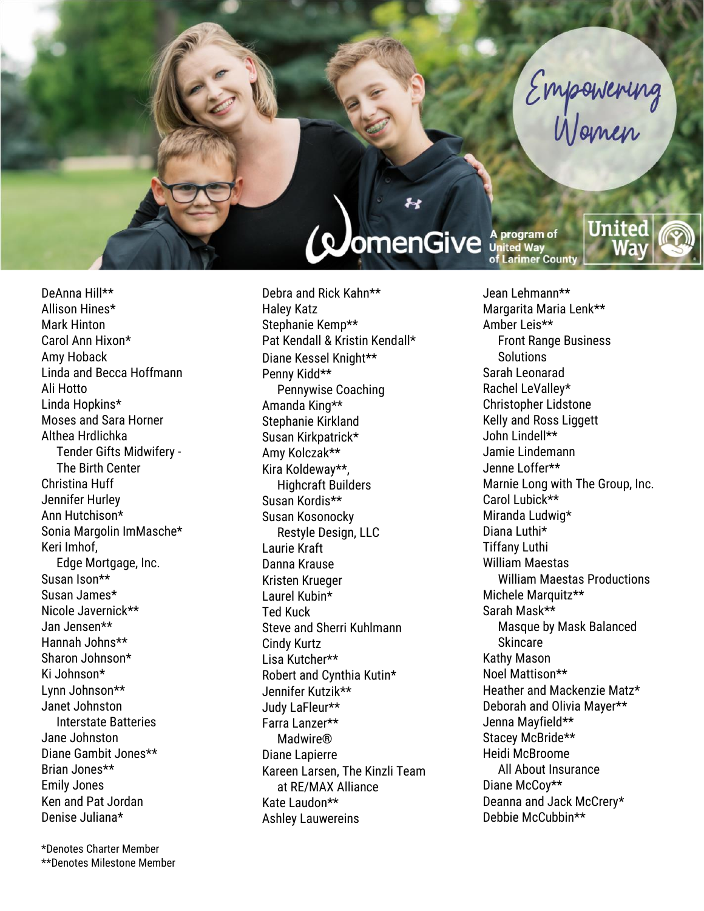Empowering Women

WomenGive — A program of United Way of Larimer County

United Way

DeAnna Hill**
Allison Hines*
Mark Hinton
Carol Ann Hixon*
Amy Hoback
Linda and Becca Hoffmann
Ali Hotto
Linda Hopkins*
Moses and Sara Horner
Althea Hrdlichka
  Tender Gifts Midwifery - The Birth Center
Christina Huff
Jennifer Hurley
Ann Hutchison*
Sonia Margolin ImMasche*
Keri Imhof,
  Edge Mortgage, Inc.
Susan Ison**
Susan James*
Nicole Javernick**
Jan Jensen**
Hannah Johns**
Sharon Johnson*
Ki Johnson*
Lynn Johnson**
Janet Johnston
  Interstate Batteries
Jane Johnston
Diane Gambit Jones**
Brian Jones**
Emily Jones
Ken and Pat Jordan
Denise Juliana*

Debra and Rick Kahn**
Haley Katz
Stephanie Kemp**
Pat Kendall & Kristin Kendall*
Diane Kessel Knight**
Penny Kidd**
  Pennywise Coaching
Amanda King**
Stephanie Kirkland
Susan Kirkpatrick*
Amy Kolczak**
Kira Koldeway**,
  Highcraft Builders
Susan Kordis**
Susan Kosonocky
  Restyle Design, LLC
Laurie Kraft
Danna Krause
Kristen Krueger
Laurel Kubin*
Ted Kuck
Steve and Sherri Kuhlmann
Cindy Kurtz
Lisa Kutcher**
Robert and Cynthia Kutin*
Jennifer Kutzik**
Judy LaFleur**
Farra Lanzer**
  Madwire®
Diane Lapierre
Kareen Larsen, The Kinzli Team at RE/MAX Alliance
Kate Laudon**
Ashley Lauwereins

Jean Lehmann**
Margarita Maria Lenk**
Amber Leis**
  Front Range Business Solutions
Sarah Leonarad
Rachel LeValley*
Christopher Lidstone
Kelly and Ross Liggett
John Lindell**
Jamie Lindemann
Jenne Loffer**
Marnie Long with The Group, Inc.
Carol Lubick**
Miranda Ludwig*
Diana Luthi*
Tiffany Luthi
William Maestas
  William Maestas Productions
Michele Marquitz**
Sarah Mask**
  Masque by Mask Balanced Skincare
Kathy Mason
Noel Mattison**
Heather and Mackenzie Matz*
Deborah and Olivia Mayer**
Jenna Mayfield**
Stacey McBride**
Heidi McBroome
  All About Insurance
Diane McCoy**
Deanna and Jack McCrery*
Debbie McCubbin**

*Denotes Charter Member
**Denotes Milestone Member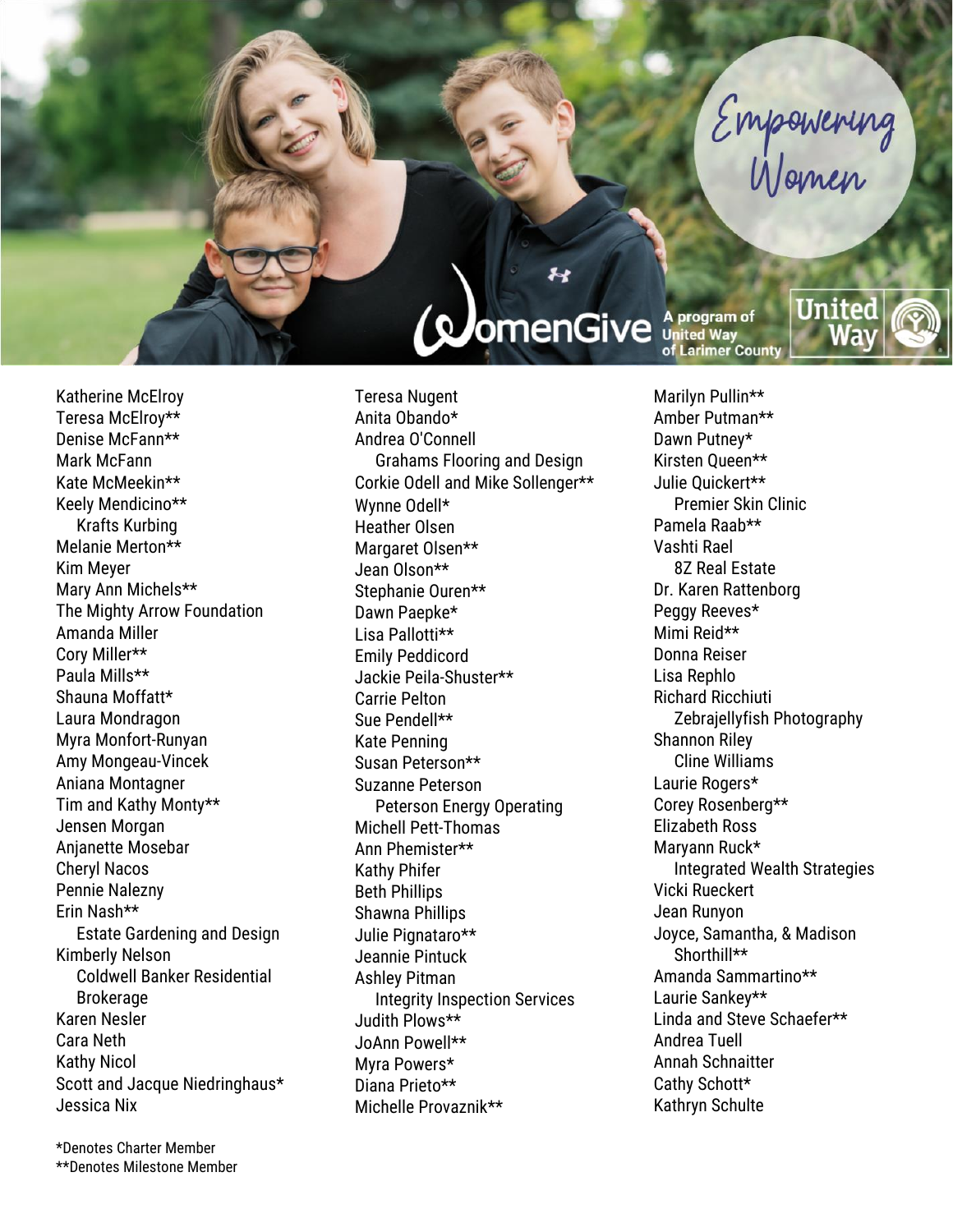Empowering Women

WomenGive A program of United Way of Larimer County

Katherine McElroy
Teresa McElroy**
Denise McFann**
Mark McFann
Kate McMeekin**
Keely Mendicino**
  Krafts Kurbing
Melanie Merton**
Kim Meyer
Mary Ann Michels**
The Mighty Arrow Foundation
Amanda Miller
Cory Miller**
Paula Mills**
Shauna Moffatt*
Laura Mondragon
Myra Monfort-Runyan
Amy Mongeau-Vincek
Aniana Montagner
Tim and Kathy Monty**
Jensen Morgan
Anjanette Mosebar
Cheryl Nacos
Pennie Nalezny
Erin Nash**
  Estate Gardening and Design
Kimberly Nelson
  Coldwell Banker Residential Brokerage
Karen Nesler
Cara Neth
Kathy Nicol
Scott and Jacque Niedringhaus*
Jessica Nix

Teresa Nugent
Anita Obando*
Andrea O'Connell
  Grahams Flooring and Design
Corkie Odell and Mike Sollenger**
Wynne Odell*
Heather Olsen
Margaret Olsen**
Jean Olson**
Stephanie Ouren**
Dawn Paepke*
Lisa Pallotti**
Emily Peddicord
Jackie Peila-Shuster**
Carrie Pelton
Sue Pendell**
Kate Penning
Susan Peterson**
Suzanne Peterson
  Peterson Energy Operating
Michell Pett-Thomas
Ann Phemister**
Kathy Phifer
Beth Phillips
Shawna Phillips
Julie Pignataro**
Jeannie Pintuck
Ashley Pitman
  Integrity Inspection Services
Judith Plows**
JoAnn Powell**
Myra Powers*
Diana Prieto**
Michelle Provaznik**

Marilyn Pullin**
Amber Putman**
Dawn Putney*
Kirsten Queen**
Julie Quickert**
  Premier Skin Clinic
Pamela Raab**
Vashti Rael
  8Z Real Estate
Dr. Karen Rattenborg
Peggy Reeves*
Mimi Reid**
Donna Reiser
Lisa Rephlo
Richard Ricchiuti
  Zebrajellyfish Photography
Shannon Riley
  Cline Williams
Laurie Rogers*
Corey Rosenberg**
Elizabeth Ross
Maryann Ruck*
  Integrated Wealth Strategies
Vicki Rueckert
Jean Runyon
Joyce, Samantha, & Madison Shorthill**
Amanda Sammartino**
Laurie Sankey**
Linda and Steve Schaefer**
Andrea Tuell
Annah Schnaitter
Cathy Schott*
Kathryn Schulte

*Denotes Charter Member
**Denotes Milestone Member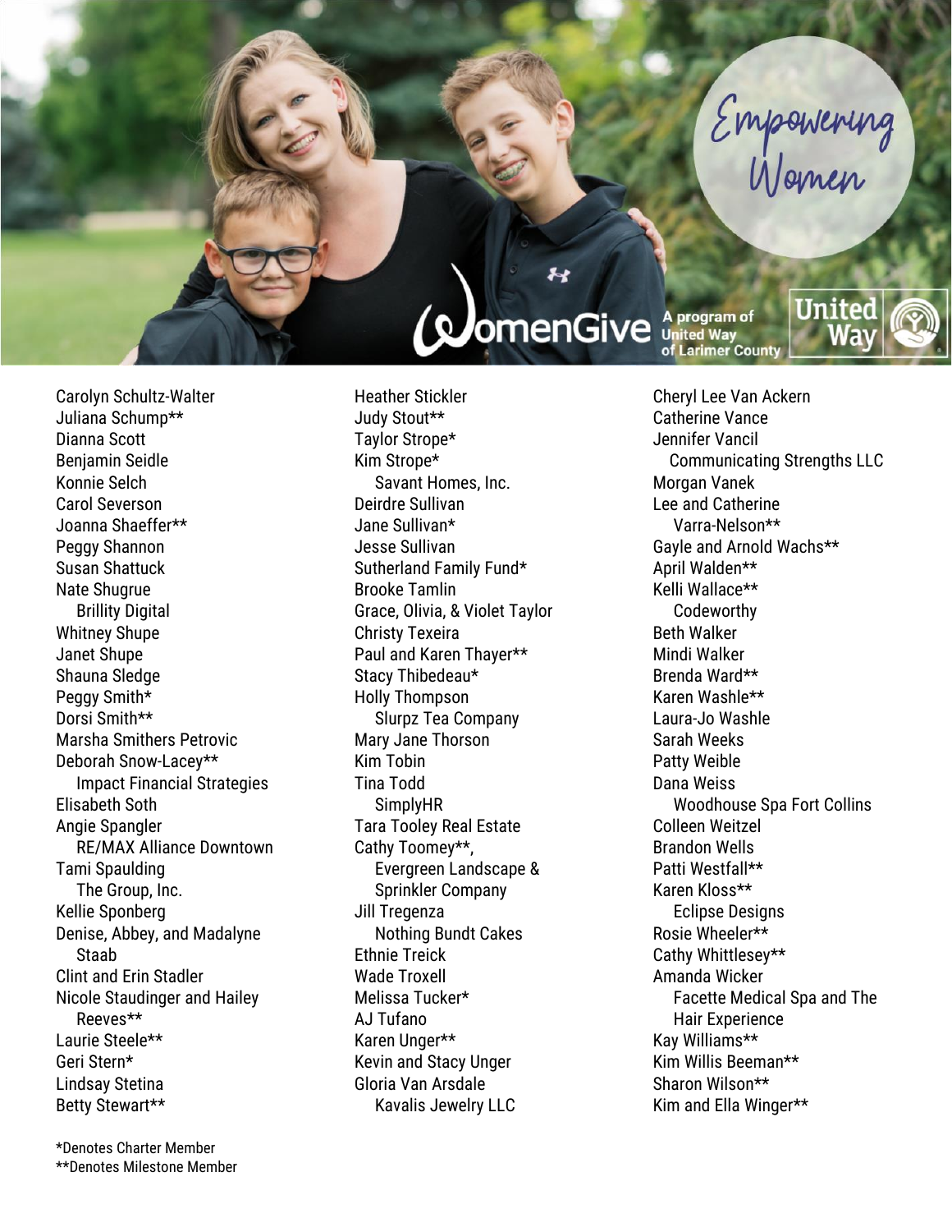Empowering Women

WomenGive A program of United Way of Larimer County

United Way

Carolyn Schultz-Walter
Juliana Schump**
Dianna Scott
Benjamin Seidle
Konnie Selch
Carol Severson
Joanna Shaeffer**
Peggy Shannon
Susan Shattuck
Nate Shugrue
  Brillity Digital
Whitney Shupe
Janet Shupe
Shauna Sledge
Peggy Smith*
Dorsi Smith**
Marsha Smithers Petrovic
Deborah Snow-Lacey**
  Impact Financial Strategies
Elisabeth Soth
Angie Spangler
  RE/MAX Alliance Downtown
Tami Spaulding
  The Group, Inc.
Kellie Sponberg
Denise, Abbey, and Madalyne Staab
Clint and Erin Stadler
Nicole Staudinger and Hailey Reeves**
Laurie Steele**
Geri Stern*
Lindsay Stetina
Betty Stewart**

Heather Stickler
Judy Stout**
Taylor Strope*
Kim Strope*
  Savant Homes, Inc.
Deirdre Sullivan
Jane Sullivan*
Jesse Sullivan
Sutherland Family Fund*
Brooke Tamlin
Grace, Olivia, & Violet Taylor
Christy Texeira
Paul and Karen Thayer**
Stacy Thibedeau*
Holly Thompson
  Slurpz Tea Company
Mary Jane Thorson
Kim Tobin
Tina Todd
  SimplyHR
Tara Tooley Real Estate
Cathy Toomey**,
  Evergreen Landscape & Sprinkler Company
Jill Tregenza
  Nothing Bundt Cakes
Ethnie Treick
Wade Troxell
Melissa Tucker*
AJ Tufano
Karen Unger**
Kevin and Stacy Unger
Gloria Van Arsdale
  Kavalis Jewelry LLC

Cheryl Lee Van Ackern
Catherine Vance
Jennifer Vancil
  Communicating Strengths LLC
Morgan Vanek
Lee and Catherine Varra-Nelson**
Gayle and Arnold Wachs**
April Walden**
Kelli Wallace**
  Codeworthy
Beth Walker
Mindi Walker
Brenda Ward**
Karen Washle**
Laura-Jo Washle
Sarah Weeks
Patty Weible
Dana Weiss
  Woodhouse Spa Fort Collins
Colleen Weitzel
Brandon Wells
Patti Westfall**
Karen Kloss**
  Eclipse Designs
Rosie Wheeler**
Cathy Whittlesey**
Amanda Wicker
  Facette Medical Spa and The Hair Experience
Kay Williams**
Kim Willis Beeman**
Sharon Wilson**
Kim and Ella Winger**

*Denotes Charter Member
**Denotes Milestone Member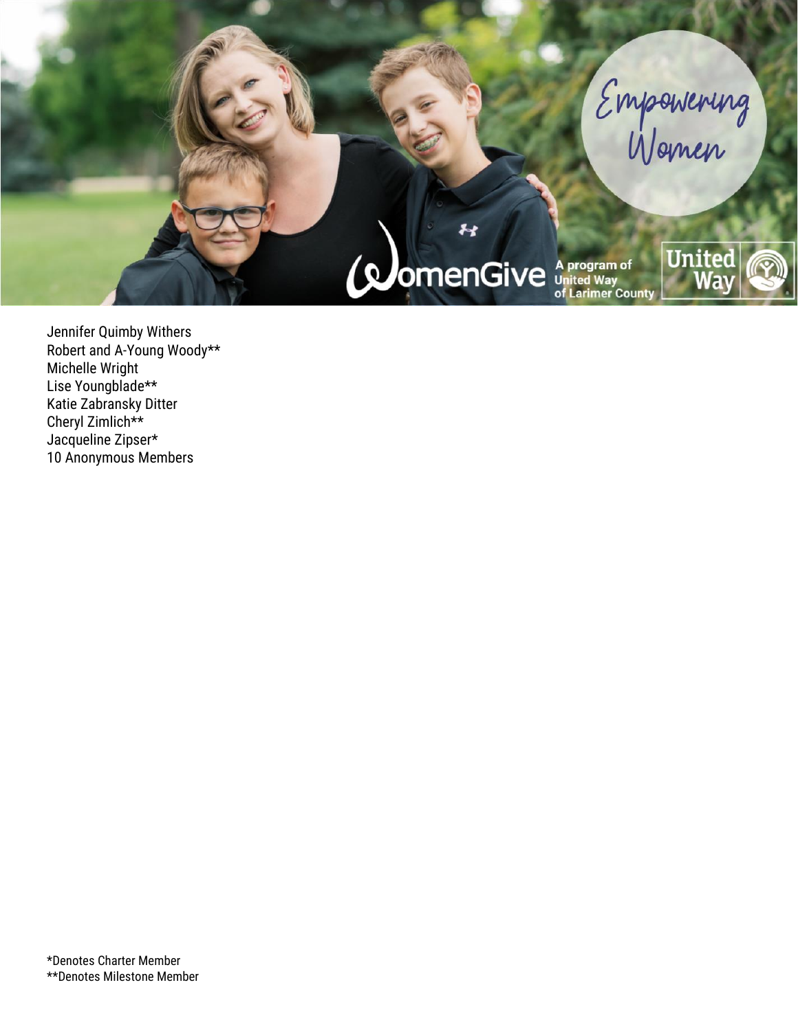Jennifer Quimby Withers
Robert and A-Young Woody**
Michelle Wright
Lise Youngblade**
Katie Zabransky Ditter
Cheryl Zimlich**
Jacqueline Zipser*
10 Anonymous Members

*Denotes Charter Member
**Denotes Milestone Member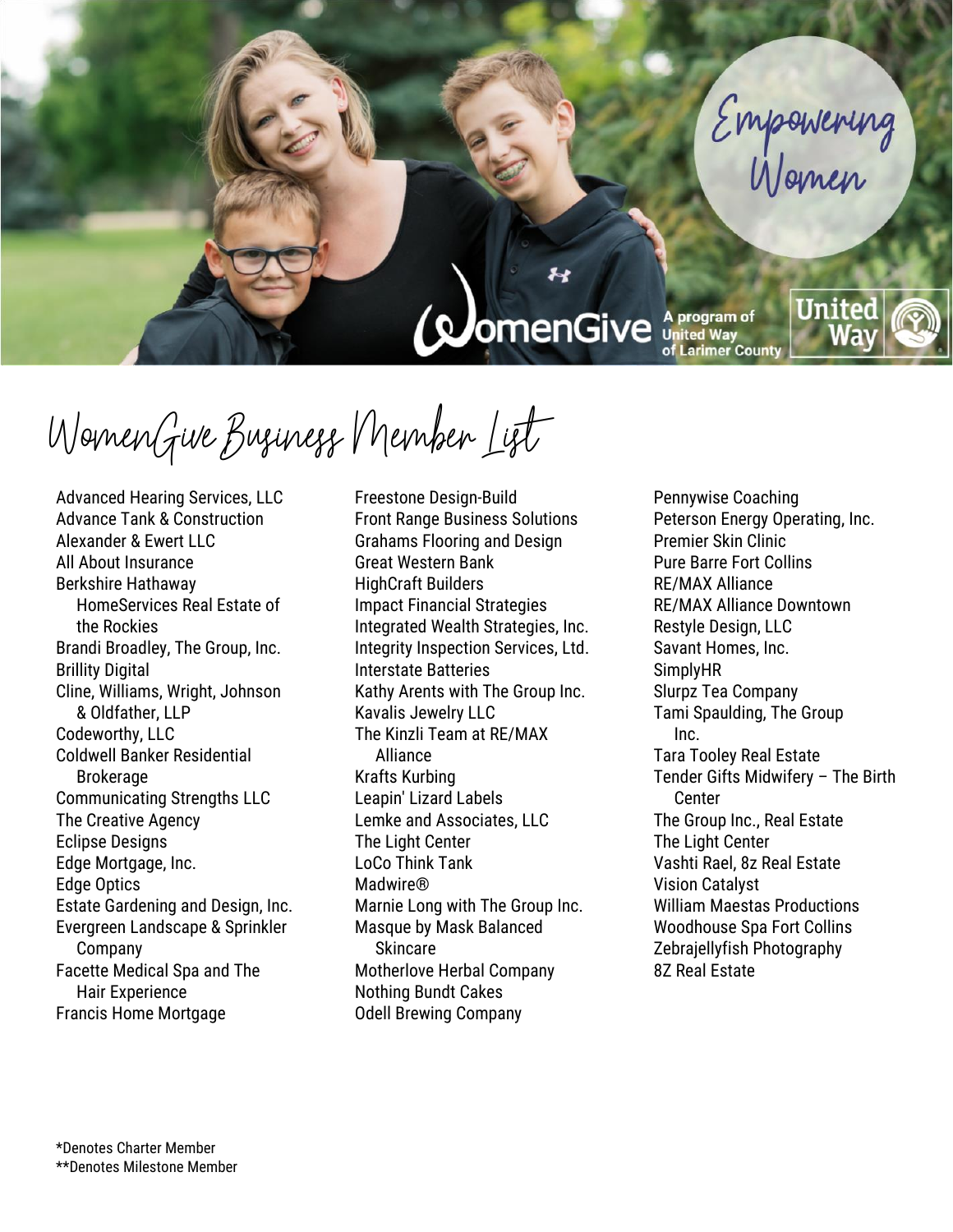Empowering Women

WomenGive A program of United Way of Larimer County

United Way

# WomenGive Business Member List

Advanced Hearing Services, LLC
Advance Tank & Construction
Alexander & Ewert LLC
All About Insurance
Berkshire Hathaway HomeServices Real Estate of the Rockies
Brandi Broadley, The Group, Inc.
Brillity Digital
Cline, Williams, Wright, Johnson & Oldfather, LLP
Codeworthy, LLC
Coldwell Banker Residential Brokerage
Communicating Strengths LLC
The Creative Agency
Eclipse Designs
Edge Mortgage, Inc.
Edge Optics
Estate Gardening and Design, Inc.
Evergreen Landscape & Sprinkler Company
Facette Medical Spa and The Hair Experience
Francis Home Mortgage
Freestone Design-Build
Front Range Business Solutions
Grahams Flooring and Design
Great Western Bank
HighCraft Builders
Impact Financial Strategies
Integrated Wealth Strategies, Inc.
Integrity Inspection Services, Ltd.
Interstate Batteries
Kathy Arents with The Group Inc.
Kavalis Jewelry LLC
The Kinzli Team at RE/MAX Alliance
Krafts Kurbing
Leapin' Lizard Labels
Lemke and Associates, LLC
The Light Center
LoCo Think Tank
Madwire®
Marnie Long with The Group Inc.
Masque by Mask Balanced Skincare
Motherlove Herbal Company
Nothing Bundt Cakes
Odell Brewing Company
Pennywise Coaching
Peterson Energy Operating, Inc.
Premier Skin Clinic
Pure Barre Fort Collins
RE/MAX Alliance
RE/MAX Alliance Downtown
Restyle Design, LLC
Savant Homes, Inc.
SimplyHR
Slurpz Tea Company
Tami Spaulding, The Group Inc.
Tara Tooley Real Estate
Tender Gifts Midwifery – The Birth Center
The Group Inc., Real Estate
The Light Center
Vashti Rael, 8z Real Estate
Vision Catalyst
William Maestas Productions
Woodhouse Spa Fort Collins
Zebrajellyfish Photography
8Z Real Estate

*Denotes Charter Member
**Denotes Milestone Member